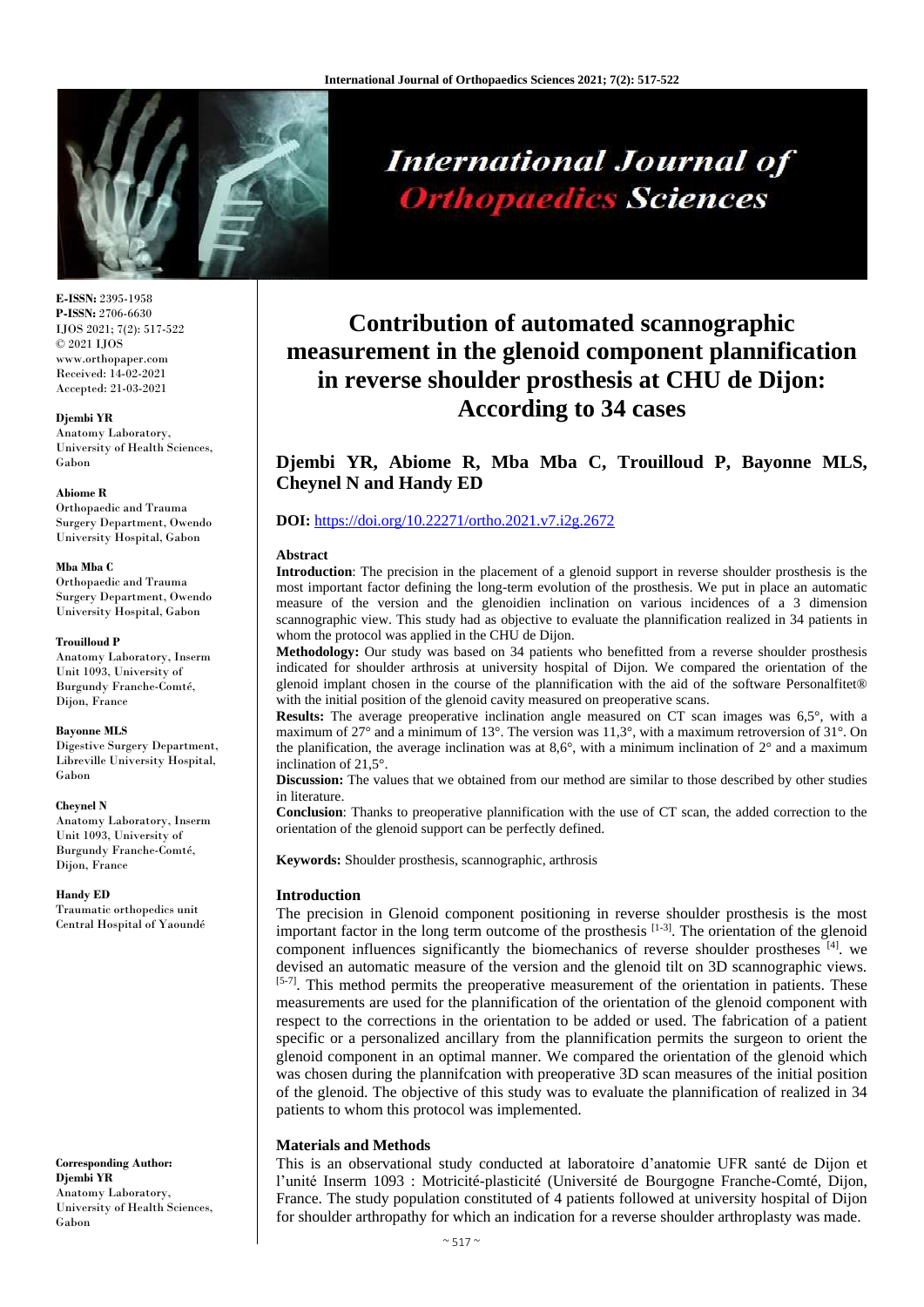# Contribution of automated scannographic measurement in the glenoid component plannification in reverse shoulder prosthesis at CHU de Dijon: According to 34 cases

**Djembi YR, Abiome R, Mba Mba C, Trouilloud P, Bayonne MLS, Cheynel N and Handy ED**

**DOI:** https://doi.org/10.22271/ortho.2021.v7.i2g.2672

**E-ISSN:** 2395-1958
**P-ISSN:** 2706-6630
IJOS 2021; 7(2): 517-522
© 2021 IJOS
www.orthopaper.com
Received: 14-02-2021
Accepted: 21-03-2021

**Djembi YR**
Anatomy Laboratory, University of Health Sciences, Gabon

**Abiome R**
Orthopaedic and Trauma Surgery Department, Owendo University Hospital, Gabon

**Mba Mba C**
Orthopaedic and Trauma Surgery Department, Owendo University Hospital, Gabon

**Trouilloud P**
Anatomy Laboratory, Inserm Unit 1093, University of Burgundy Franche-Comté, Dijon, France

**Bayonne MLS**
Digestive Surgery Department, Libreville University Hospital, Gabon

**Cheynel N**
Anatomy Laboratory, Inserm Unit 1093, University of Burgundy Franche-Comté, Dijon, France

**Handy ED**
Traumatic orthopedics unit Central Hospital of Yaoundé

**Corresponding Author:**
**Djembi YR**
Anatomy Laboratory, University of Health Sciences, Gabon

## Abstract

**Introduction**: The precision in the placement of a glenoid support in reverse shoulder prosthesis is the most important factor defining the long-term evolution of the prosthesis. We put in place an automatic measure of the version and the glenoidien inclination on various incidences of a 3 dimension scannographic view. This study had as objective to evaluate the plannification realized in 34 patients in whom the protocol was applied in the CHU de Dijon.

**Methodology:** Our study was based on 34 patients who benefitted from a reverse shoulder prosthesis indicated for shoulder arthrosis at university hospital of Dijon. We compared the orientation of the glenoid implant chosen in the course of the plannification with the aid of the software Personalfitet® with the initial position of the glenoid cavity measured on preoperative scans.

**Results:** The average preoperative inclination angle measured on CT scan images was 6,5°, with a maximum of 27° and a minimum of 13°. The version was 11,3°, with a maximum retroversion of 31°. On the planification, the average inclination was at 8,6°, with a minimum inclination of 2° and a maximum inclination of 21,5°.

**Discussion:** The values that we obtained from our method are similar to those described by other studies in literature.

**Conclusion**: Thanks to preoperative plannification with the use of CT scan, the added correction to the orientation of the glenoid support can be perfectly defined.

**Keywords:** Shoulder prosthesis, scannographic, arthrosis

## Introduction

The precision in Glenoid component positioning in reverse shoulder prosthesis is the most important factor in the long term outcome of the prosthesis [1-3]. The orientation of the glenoid component influences significantly the biomechanics of reverse shoulder prostheses [4]. we devised an automatic measure of the version and the glenoid tilt on 3D scannographic views. [5-7]. This method permits the preoperative measurement of the orientation in patients. These measurements are used for the plannification of the orientation of the glenoid component with respect to the corrections in the orientation to be added or used. The fabrication of a patient specific or a personalized ancillary from the plannification permits the surgeon to orient the glenoid component in an optimal manner. We compared the orientation of the glenoid which was chosen during the plannifcation with preoperative 3D scan measures of the initial position of the glenoid. The objective of this study was to evaluate the plannification of realized in 34 patients to whom this protocol was implemented.

## Materials and Methods

This is an observational study conducted at laboratoire d'anatomie UFR santé de Dijon et l'unité Inserm 1093 : Motricité-plasticité (Université de Bourgogne Franche-Comté, Dijon, France. The study population constituted of 4 patients followed at university hospital of Dijon for shoulder arthropathy for which an indication for a reverse shoulder arthroplasty was made.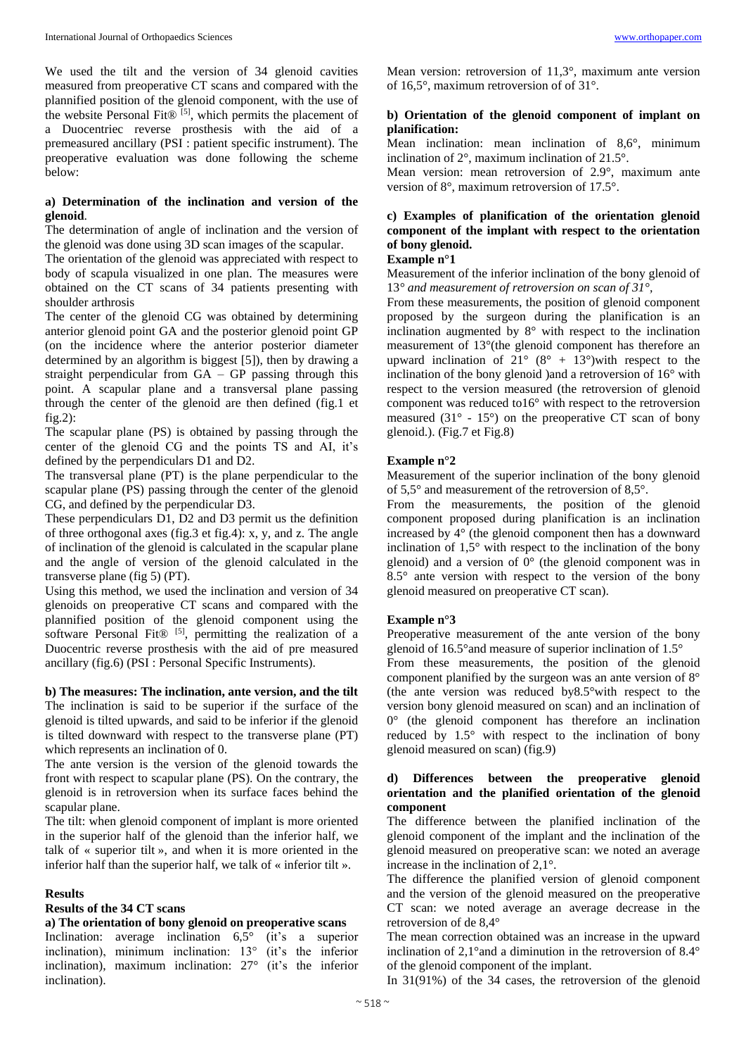We used the tilt and the version of 34 glenoid cavities measured from preoperative CT scans and compared with the plannified position of the glenoid component, with the use of the website Personal Fit® [5], which permits the placement of a Duocentriec reverse prosthesis with the aid of a premeasured ancillary (PSI : patient specific instrument). The preoperative evaluation was done following the scheme below:

**a) Determination of the inclination and version of the glenoid**.

The determination of angle of inclination and the version of the glenoid was done using 3D scan images of the scapular.

The orientation of the glenoid was appreciated with respect to body of scapula visualized in one plan. The measures were obtained on the CT scans of 34 patients presenting with shoulder arthrosis

The center of the glenoid CG was obtained by determining anterior glenoid point GA and the posterior glenoid point GP (on the incidence where the anterior posterior diameter determined by an algorithm is biggest [5]), then by drawing a straight perpendicular from GA – GP passing through this point. A scapular plane and a transversal plane passing through the center of the glenoid are then defined (fig.1 et fig.2):

The scapular plane (PS) is obtained by passing through the center of the glenoid CG and the points TS and AI, it's defined by the perpendiculars D1 and D2.

The transversal plane (PT) is the plane perpendicular to the scapular plane (PS) passing through the center of the glenoid CG, and defined by the perpendicular D3.

These perpendiculars D1, D2 and D3 permit us the definition of three orthogonal axes (fig.3 et fig.4): x, y, and z. The angle of inclination of the glenoid is calculated in the scapular plane and the angle of version of the glenoid calculated in the transverse plane (fig 5) (PT).

Using this method, we used the inclination and version of 34 glenoids on preoperative CT scans and compared with the plannified position of the glenoid component using the software Personal Fit® [5], permitting the realization of a Duocentric reverse prosthesis with the aid of pre measured ancillary (fig.6) (PSI : Personal Specific Instruments).

**b) The measures: The inclination, ante version, and the tilt**

The inclination is said to be superior if the surface of the glenoid is tilted upwards, and said to be inferior if the glenoid is tilted downward with respect to the transverse plane (PT) which represents an inclination of 0.

The ante version is the version of the glenoid towards the front with respect to scapular plane (PS). On the contrary, the glenoid is in retroversion when its surface faces behind the scapular plane.

The tilt: when glenoid component of implant is more oriented in the superior half of the glenoid than the inferior half, we talk of « superior tilt », and when it is more oriented in the inferior half than the superior half, we talk of « inferior tilt ».

## Results

### Results of the 34 CT scans

**a) The orientation of bony glenoid on preoperative scans**

Inclination: average inclination 6,5° (it's a superior inclination), minimum inclination: 13° (it's the inferior inclination), maximum inclination: 27° (it's the inferior inclination).

Mean version: retroversion of 11,3°, maximum ante version of 16,5°, maximum retroversion of of 31°.

**b) Orientation of the glenoid component of implant on planification:**

Mean inclination: mean inclination of 8,6°, minimum inclination of 2°, maximum inclination of 21.5°.

Mean version: mean retroversion of 2.9°, maximum ante version of 8°, maximum retroversion of 17.5°.

**c) Examples of planification of the orientation glenoid component of the implant with respect to the orientation of bony glenoid.**

**Example n°1**

Measurement of the inferior inclination of the bony glenoid of 13° *and measurement of retroversion on scan of 31°,*

From these measurements, the position of glenoid component proposed by the surgeon during the planification is an inclination augmented by 8° with respect to the inclination measurement of 13°(the glenoid component has therefore an upward inclination of 21° (8° + 13°)with respect to the inclination of the bony glenoid )and a retroversion of 16° with respect to the version measured (the retroversion of glenoid component was reduced to16° with respect to the retroversion measured (31° - 15°) on the preoperative CT scan of bony glenoid.). (Fig.7 et Fig.8)

**Example n°2**

Measurement of the superior inclination of the bony glenoid of 5,5° and measurement of the retroversion of 8,5°.

From the measurements, the position of the glenoid component proposed during planification is an inclination increased by 4° (the glenoid component then has a downward inclination of 1,5° with respect to the inclination of the bony glenoid) and a version of 0° (the glenoid component was in 8.5° ante version with respect to the version of the bony glenoid measured on preoperative CT scan).

**Example n°3**

Preoperative measurement of the ante version of the bony glenoid of 16.5°and measure of superior inclination of 1.5°

From these measurements, the position of the glenoid component planified by the surgeon was an ante version of 8° (the ante version was reduced by8.5°with respect to the version bony glenoid measured on scan) and an inclination of 0° (the glenoid component has therefore an inclination reduced by 1.5° with respect to the inclination of bony glenoid measured on scan) (fig.9)

**d) Differences between the preoperative glenoid orientation and the planified orientation of the glenoid component**

The difference between the planified inclination of the glenoid component of the implant and the inclination of the glenoid measured on preoperative scan: we noted an average increase in the inclination of 2,1°.

The difference the planified version of glenoid component and the version of the glenoid measured on the preoperative CT scan: we noted average an average decrease in the retroversion of de 8,4°

The mean correction obtained was an increase in the upward inclination of 2,1°and a diminution in the retroversion of 8.4° of the glenoid component of the implant.

In 31(91%) of the 34 cases, the retroversion of the glenoid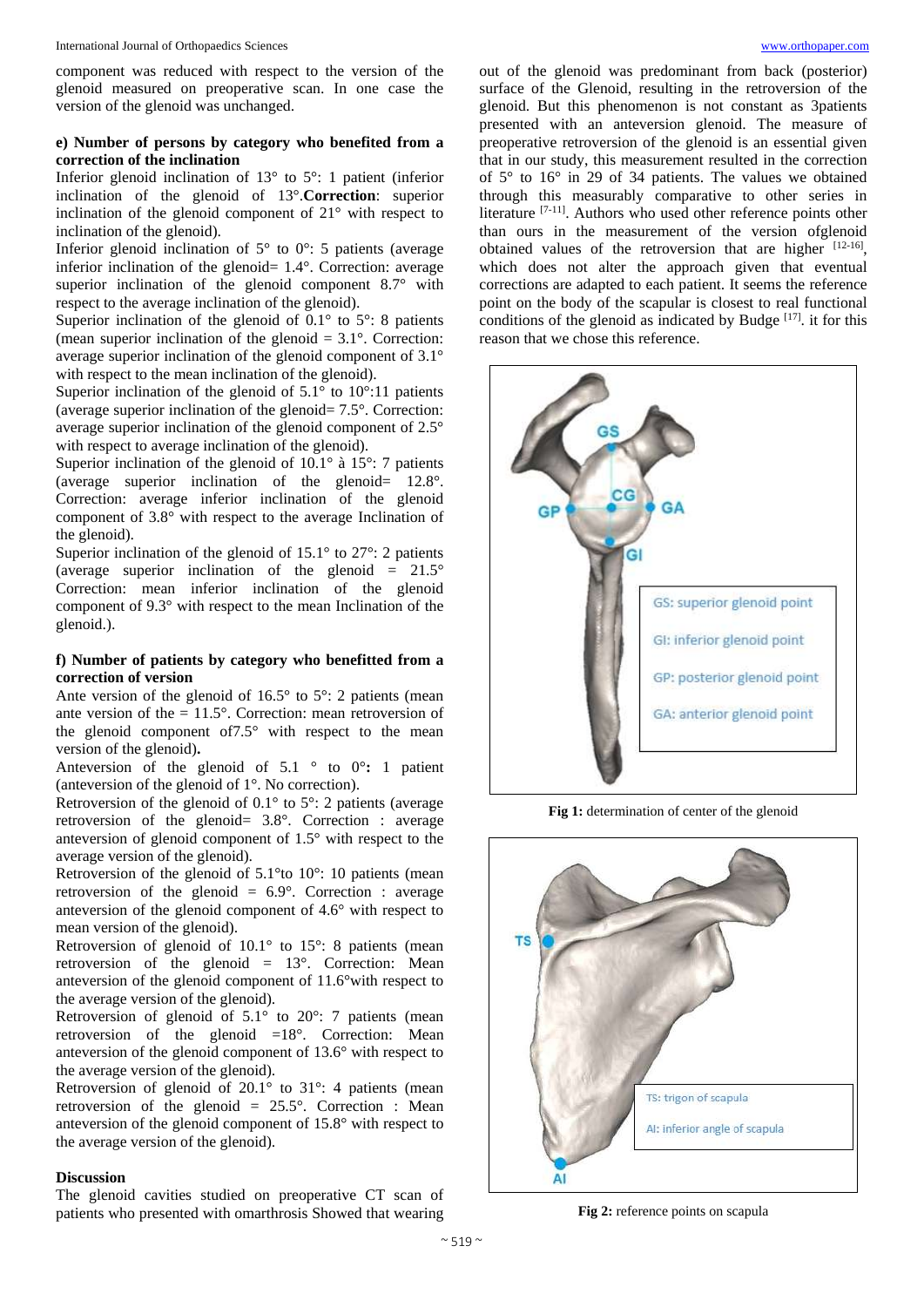component was reduced with respect to the version of the glenoid measured on preoperative scan. In one case the version of the glenoid was unchanged.

**e) Number of persons by category who benefited from a correction of the inclination**

Inferior glenoid inclination of 13° to 5°: 1 patient (inferior inclination of the glenoid of 13°.**Correction**: superior inclination of the glenoid component of 21° with respect to inclination of the glenoid).

Inferior glenoid inclination of 5° to 0°: 5 patients (average inferior inclination of the glenoid= 1.4°. Correction: average superior inclination of the glenoid component 8.7° with respect to the average inclination of the glenoid).

Superior inclination of the glenoid of 0.1° to 5°: 8 patients (mean superior inclination of the glenoid = 3.1°. Correction: average superior inclination of the glenoid component of 3.1° with respect to the mean inclination of the glenoid).

Superior inclination of the glenoid of 5.1° to 10°:11 patients (average superior inclination of the glenoid= 7.5°. Correction: average superior inclination of the glenoid component of 2.5° with respect to average inclination of the glenoid).

Superior inclination of the glenoid of 10.1° à 15°: 7 patients (average superior inclination of the glenoid= 12.8°. Correction: average inferior inclination of the glenoid component of 3.8° with respect to the average Inclination of the glenoid).

Superior inclination of the glenoid of 15.1° to 27°: 2 patients (average superior inclination of the glenoid = 21.5° Correction: mean inferior inclination of the glenoid component of 9.3° with respect to the mean Inclination of the glenoid.).

**f) Number of patients by category who benefitted from a correction of version**

Ante version of the glenoid of 16.5° to 5°: 2 patients (mean ante version of the = 11.5°. Correction: mean retroversion of the glenoid component of7.5° with respect to the mean version of the glenoid)**.**

Anteversion of the glenoid of 5.1 ° to 0°**:** 1 patient (anteversion of the glenoid of 1°. No correction).

Retroversion of the glenoid of 0.1° to 5°: 2 patients (average retroversion of the glenoid= 3.8°. Correction : average anteversion of glenoid component of 1.5° with respect to the average version of the glenoid).

Retroversion of the glenoid of 5.1°to 10°: 10 patients (mean retroversion of the glenoid = 6.9°. Correction : average anteversion of the glenoid component of 4.6° with respect to mean version of the glenoid).

Retroversion of glenoid of 10.1° to 15°: 8 patients (mean retroversion of the glenoid = 13°. Correction: Mean anteversion of the glenoid component of 11.6°with respect to the average version of the glenoid).

Retroversion of glenoid of 5.1° to 20°: 7 patients (mean retroversion of the glenoid =18°. Correction: Mean anteversion of the glenoid component of 13.6° with respect to the average version of the glenoid).

Retroversion of glenoid of 20.1° to 31°: 4 patients (mean retroversion of the glenoid = 25.5°. Correction : Mean anteversion of the glenoid component of 15.8° with respect to the average version of the glenoid).

## Discussion

The glenoid cavities studied on preoperative CT scan of patients who presented with omarthrosis Showed that wearing out of the glenoid was predominant from back (posterior) surface of the Glenoid, resulting in the retroversion of the glenoid. But this phenomenon is not constant as 3patients presented with an anteversion glenoid. The measure of preoperative retroversion of the glenoid is an essential given that in our study, this measurement resulted in the correction of 5° to 16° in 29 of 34 patients. The values we obtained through this measurably comparative to other series in literature [7-11]. Authors who used other reference points other than ours in the measurement of the version ofglenoid obtained values of the retroversion that are higher [12-16], which does not alter the approach given that eventual corrections are adapted to each patient. It seems the reference point on the body of the scapular is closest to real functional conditions of the glenoid as indicated by Budge [17]. it for this reason that we chose this reference.

GS: superior glenoid point
GI: inferior glenoid point
GP: posterior glenoid point
GA: anterior glenoid point

**Fig 1:** determination of center of the glenoid

TS: trigon of scapula
AI: inferior angle of scapula

**Fig 2:** reference points on scapula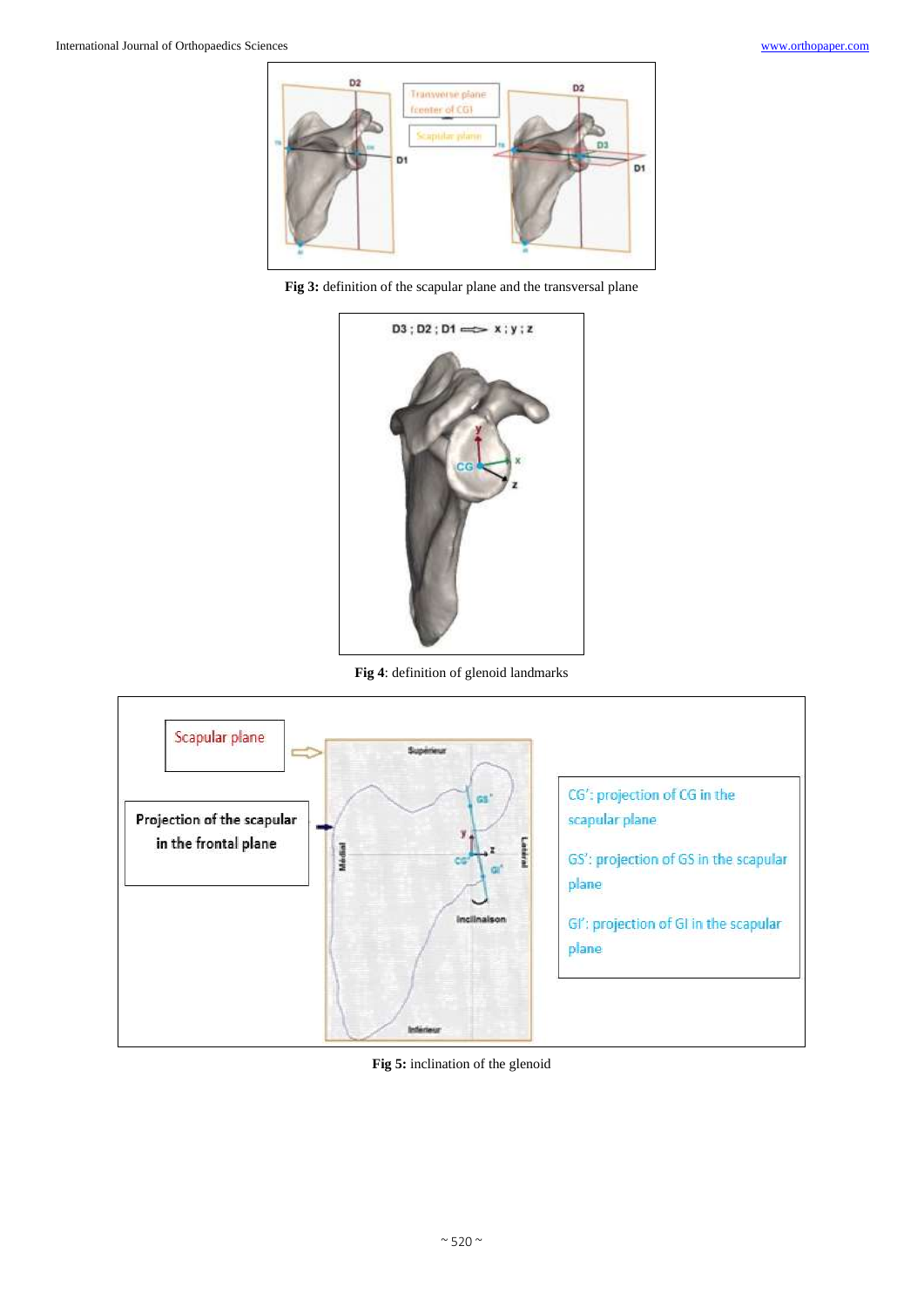**Fig 3:** definition of the scapular plane and the transversal plane

**Fig 4**: definition of glenoid landmarks

**Fig 5:** inclination of the glenoid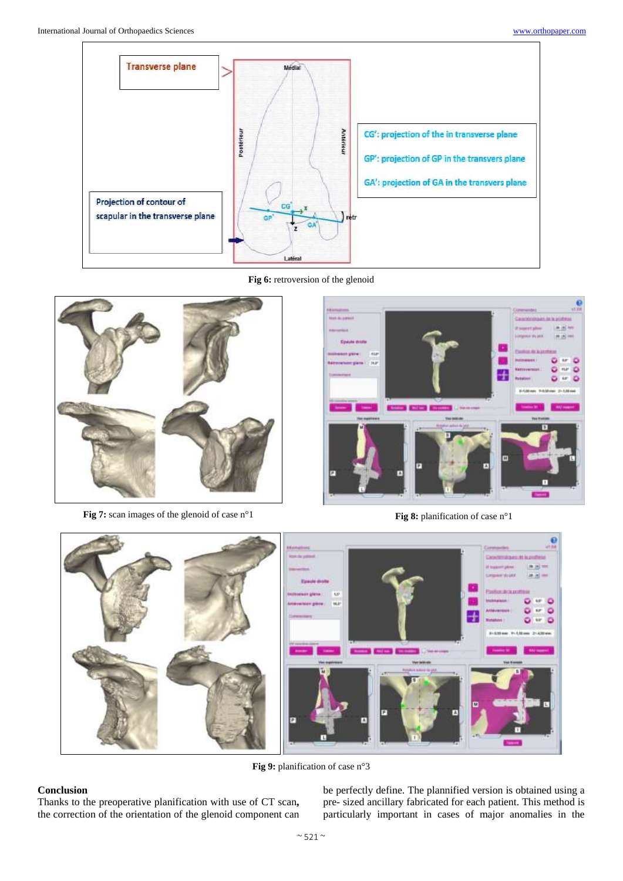**Fig 6:** retroversion of the glenoid

**Fig 7:** scan images of the glenoid of case n°1

**Fig 8:** planification of case n°1

**Fig 9:** planification of case n°3

## Conclusion

Thanks to the preoperative planification with use of CT scan**,** the correction of the orientation of the glenoid component can be perfectly define. The plannified version is obtained using a pre- sized ancillary fabricated for each patient. This method is particularly important in cases of major anomalies in the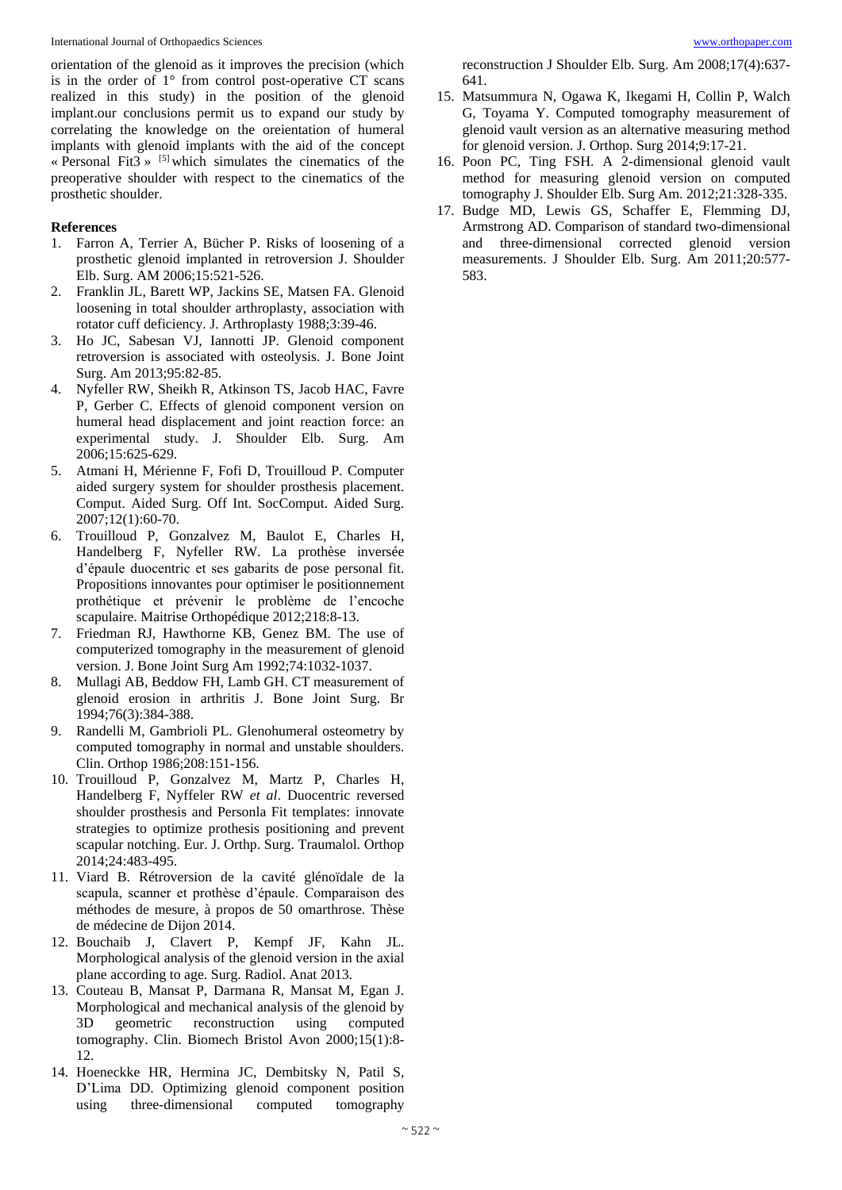orientation of the glenoid as it improves the precision (which is in the order of 1° from control post-operative CT scans realized in this study) in the position of the glenoid implant.our conclusions permit us to expand our study by correlating the knowledge on the oreientation of humeral implants with glenoid implants with the aid of the concept « Personal Fit3 » [5] which simulates the cinematics of the preoperative shoulder with respect to the cinematics of the prosthetic shoulder.

**References**

1. Farron A, Terrier A, Bücher P. Risks of loosening of a prosthetic glenoid implanted in retroversion J. Shoulder Elb. Surg. AM 2006;15:521-526.
2. Franklin JL, Barett WP, Jackins SE, Matsen FA. Glenoid loosening in total shoulder arthroplasty, association with rotator cuff deficiency. J. Arthroplasty 1988;3:39-46.
3. Ho JC, Sabesan VJ, Iannotti JP. Glenoid component retroversion is associated with osteolysis. J. Bone Joint Surg. Am 2013;95:82-85.
4. Nyfeller RW, Sheikh R, Atkinson TS, Jacob HAC, Favre P, Gerber C. Effects of glenoid component version on humeral head displacement and joint reaction force: an experimental study. J. Shoulder Elb. Surg. Am 2006;15:625-629.
5. Atmani H, Mérienne F, Fofi D, Trouilloud P. Computer aided surgery system for shoulder prosthesis placement. Comput. Aided Surg. Off Int. SocComput. Aided Surg. 2007;12(1):60-70.
6. Trouilloud P, Gonzalvez M, Baulot E, Charles H, Handelberg F, Nyfeller RW. La prothèse inversée d'épaule duocentric et ses gabarits de pose personal fit. Propositions innovantes pour optimiser le positionnement prothétique et prévenir le problème de l'encoche scapulaire. Maitrise Orthopédique 2012;218:8-13.
7. Friedman RJ, Hawthorne KB, Genez BM. The use of computerized tomography in the measurement of glenoid version. J. Bone Joint Surg Am 1992;74:1032-1037.
8. Mullagi AB, Beddow FH, Lamb GH. CT measurement of glenoid erosion in arthritis J. Bone Joint Surg. Br 1994;76(3):384-388.
9. Randelli M, Gambrioli PL. Glenohumeral osteometry by computed tomography in normal and unstable shoulders. Clin. Orthop 1986;208:151-156.
10. Trouilloud P, Gonzalvez M, Martz P, Charles H, Handelberg F, Nyffeler RW *et al*. Duocentric reversed shoulder prosthesis and Personla Fit templates: innovate strategies to optimize prothesis positioning and prevent scapular notching. Eur. J. Orthp. Surg. Traumalol. Orthop 2014;24:483-495.
11. Viard B. Rétroversion de la cavité glénoïdale de la scapula, scanner et prothèse d'épaule. Comparaison des méthodes de mesure, à propos de 50 omarthrose. Thèse de médecine de Dijon 2014.
12. Bouchaib J, Clavert P, Kempf JF, Kahn JL. Morphological analysis of the glenoid version in the axial plane according to age. Surg. Radiol. Anat 2013.
13. Couteau B, Mansat P, Darmana R, Mansat M, Egan J. Morphological and mechanical analysis of the glenoid by 3D geometric reconstruction using computed tomography. Clin. Biomech Bristol Avon 2000;15(1):8-12.
14. Hoeneckke HR, Hermina JC, Dembitsky N, Patil S, D'Lima DD. Optimizing glenoid component position using three-dimensional computed tomography reconstruction J Shoulder Elb. Surg. Am 2008;17(4):637-641.
15. Matsummura N, Ogawa K, Ikegami H, Collin P, Walch G, Toyama Y. Computed tomography measurement of glenoid vault version as an alternative measuring method for glenoid version. J. Orthop. Surg 2014;9:17-21.
16. Poon PC, Ting FSH. A 2-dimensional glenoid vault method for measuring glenoid version on computed tomography J. Shoulder Elb. Surg Am. 2012;21:328-335.
17. Budge MD, Lewis GS, Schaffer E, Flemming DJ, Armstrong AD. Comparison of standard two-dimensional and three-dimensional corrected glenoid version measurements. J Shoulder Elb. Surg. Am 2011;20:577-583.